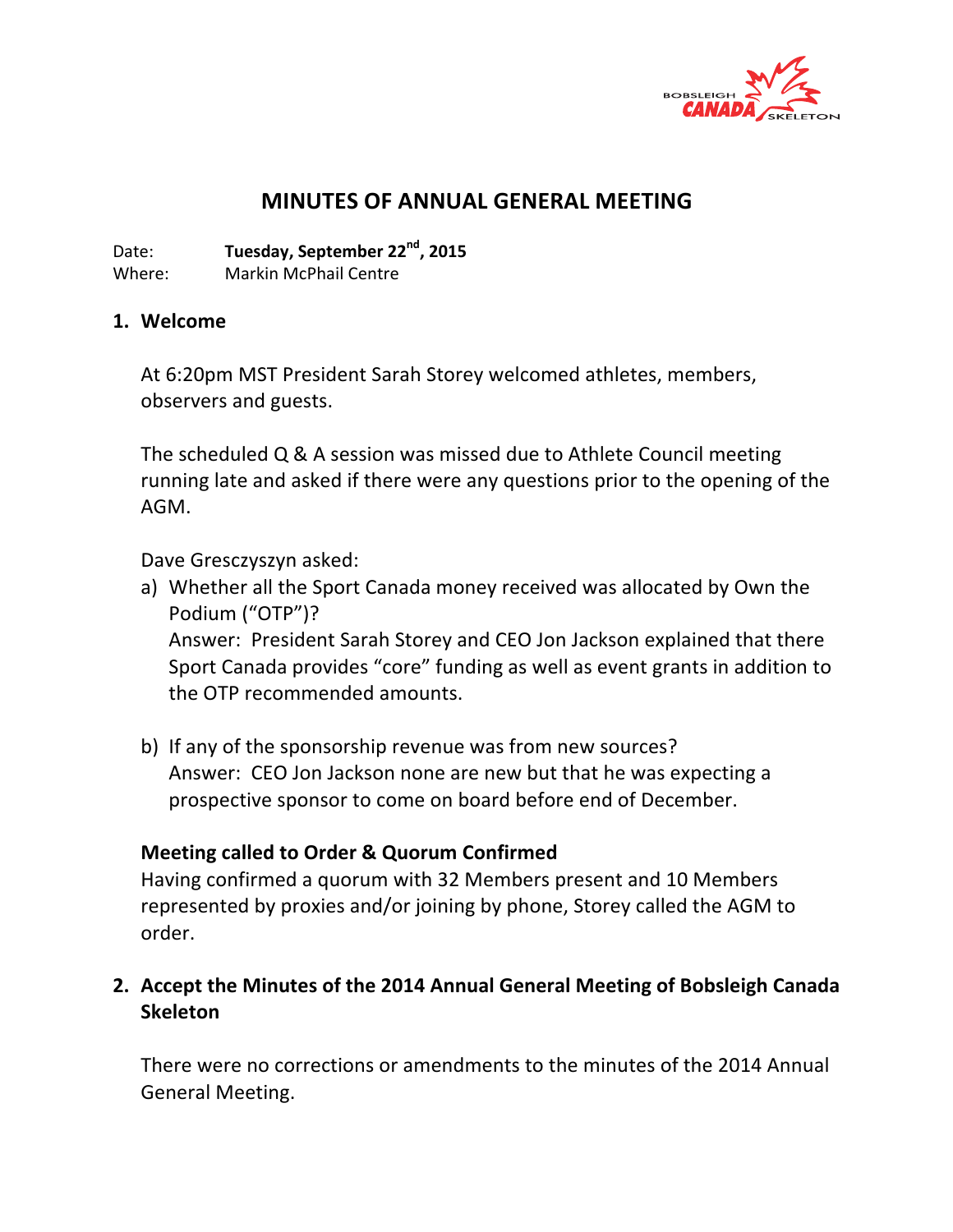# MINUTES OF ANNUAL GENERAL MEETING

Date: **Tuesday, September 22nd, 2015**
Where: Markin McPhail Centre

## 1. Welcome

At 6:20pm MST President Sarah Storey welcomed athletes, members, observers and guests.

The scheduled Q & A session was missed due to Athlete Council meeting running late and asked if there were any questions prior to the opening of the AGM.

Dave Gresczyszyn asked:

a) Whether all the Sport Canada money received was allocated by Own the Podium ("OTP")?
   Answer: President Sarah Storey and CEO Jon Jackson explained that there Sport Canada provides "core" funding as well as event grants in addition to the OTP recommended amounts.

b) If any of the sponsorship revenue was from new sources?
   Answer: CEO Jon Jackson none are new but that he was expecting a prospective sponsor to come on board before end of December.

**Meeting called to Order & Quorum Confirmed**
Having confirmed a quorum with 32 Members present and 10 Members represented by proxies and/or joining by phone, Storey called the AGM to order.

## 2. Accept the Minutes of the 2014 Annual General Meeting of Bobsleigh Canada Skeleton

There were no corrections or amendments to the minutes of the 2014 Annual General Meeting.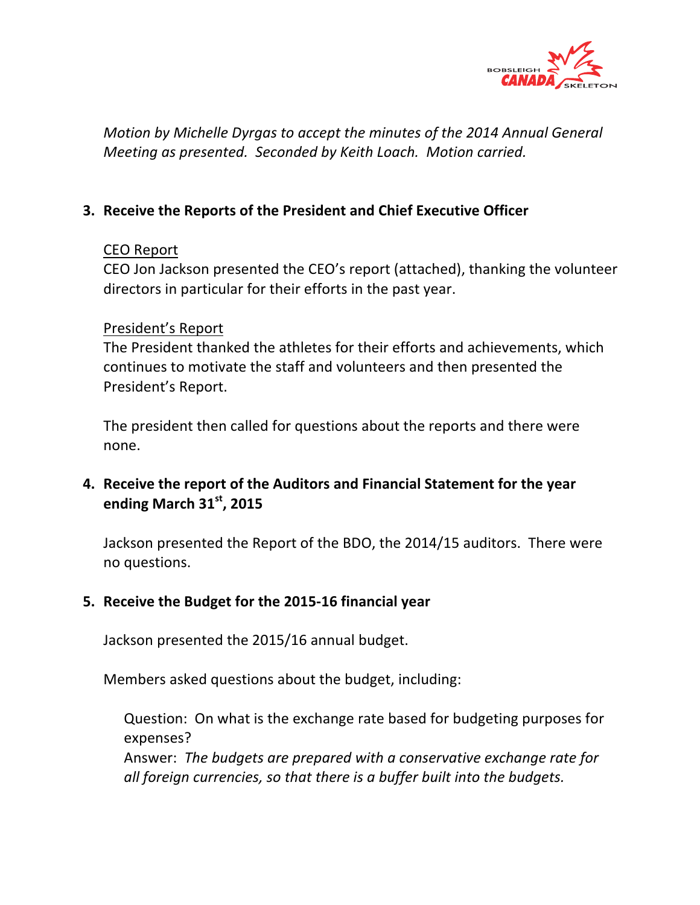*Motion by Michelle Dyrgas to accept the minutes of the 2014 Annual General Meeting as presented. Seconded by Keith Loach. Motion carried.*

**3. Receive the Reports of the President and Chief Executive Officer**

<u>CEO Report</u>
CEO Jon Jackson presented the CEO's report (attached), thanking the volunteer directors in particular for their efforts in the past year.

<u>President's Report</u>
The President thanked the athletes for their efforts and achievements, which continues to motivate the staff and volunteers and then presented the President's Report.

The president then called for questions about the reports and there were none.

**4. Receive the report of the Auditors and Financial Statement for the year ending March 31st, 2015**

Jackson presented the Report of the BDO, the 2014/15 auditors. There were no questions.

**5. Receive the Budget for the 2015-16 financial year**

Jackson presented the 2015/16 annual budget.

Members asked questions about the budget, including:

Question: On what is the exchange rate based for budgeting purposes for expenses?
Answer: *The budgets are prepared with a conservative exchange rate for all foreign currencies, so that there is a buffer built into the budgets.*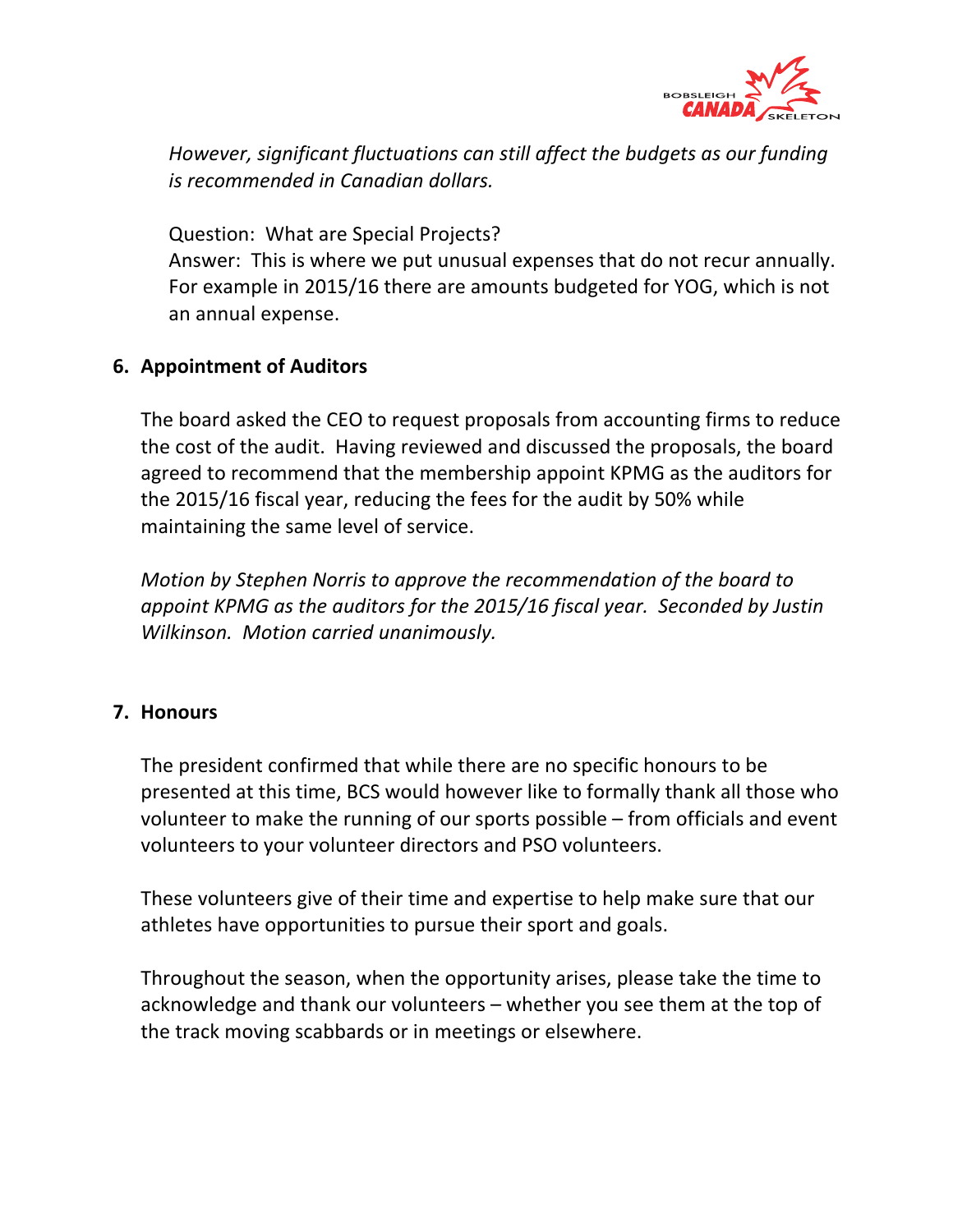*However, significant fluctuations can still affect the budgets as our funding is recommended in Canadian dollars.*

Question: What are Special Projects?
Answer: This is where we put unusual expenses that do not recur annually. For example in 2015/16 there are amounts budgeted for YOG, which is not an annual expense.

**6. Appointment of Auditors**

The board asked the CEO to request proposals from accounting firms to reduce the cost of the audit. Having reviewed and discussed the proposals, the board agreed to recommend that the membership appoint KPMG as the auditors for the 2015/16 fiscal year, reducing the fees for the audit by 50% while maintaining the same level of service.

*Motion by Stephen Norris to approve the recommendation of the board to appoint KPMG as the auditors for the 2015/16 fiscal year. Seconded by Justin Wilkinson. Motion carried unanimously.*

**7. Honours**

The president confirmed that while there are no specific honours to be presented at this time, BCS would however like to formally thank all those who volunteer to make the running of our sports possible – from officials and event volunteers to your volunteer directors and PSO volunteers.

These volunteers give of their time and expertise to help make sure that our athletes have opportunities to pursue their sport and goals.

Throughout the season, when the opportunity arises, please take the time to acknowledge and thank our volunteers – whether you see them at the top of the track moving scabbards or in meetings or elsewhere.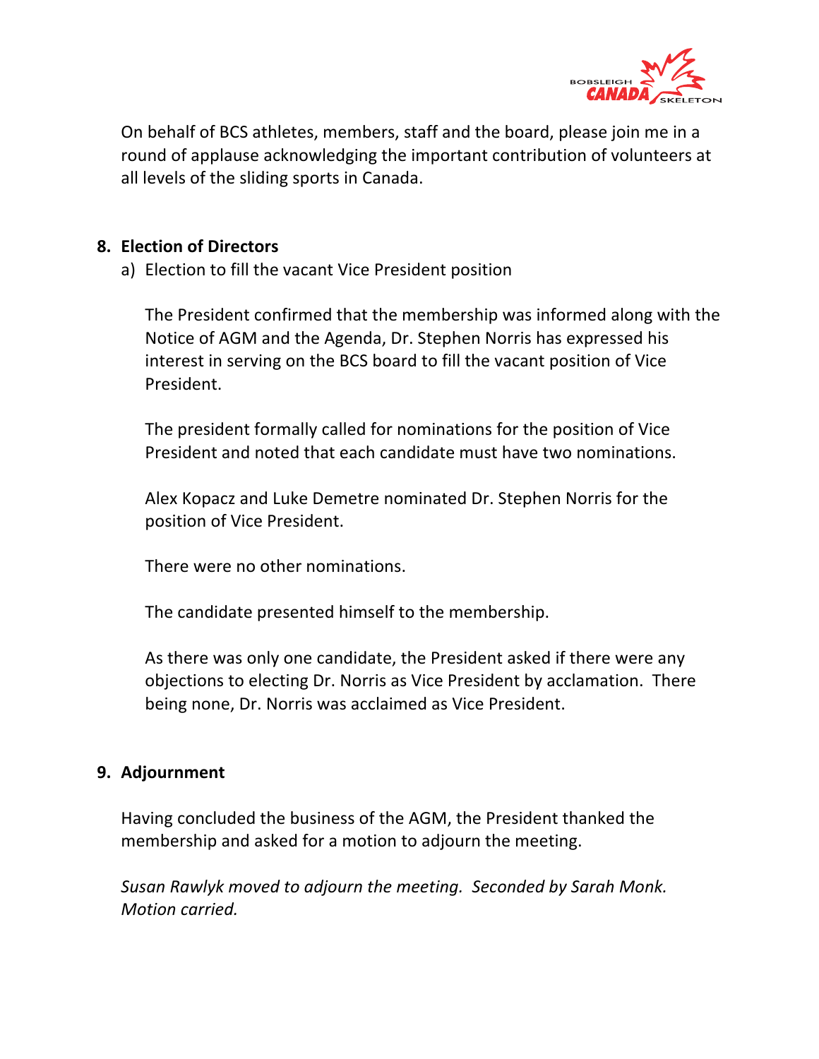On behalf of BCS athletes, members, staff and the board, please join me in a round of applause acknowledging the important contribution of volunteers at all levels of the sliding sports in Canada.

## 8. Election of Directors

a) Election to fill the vacant Vice President position

The President confirmed that the membership was informed along with the Notice of AGM and the Agenda, Dr. Stephen Norris has expressed his interest in serving on the BCS board to fill the vacant position of Vice President.

The president formally called for nominations for the position of Vice President and noted that each candidate must have two nominations.

Alex Kopacz and Luke Demetre nominated Dr. Stephen Norris for the position of Vice President.

There were no other nominations.

The candidate presented himself to the membership.

As there was only one candidate, the President asked if there were any objections to electing Dr. Norris as Vice President by acclamation. There being none, Dr. Norris was acclaimed as Vice President.

## 9. Adjournment

Having concluded the business of the AGM, the President thanked the membership and asked for a motion to adjourn the meeting.

*Susan Rawlyk moved to adjourn the meeting. Seconded by Sarah Monk. Motion carried.*